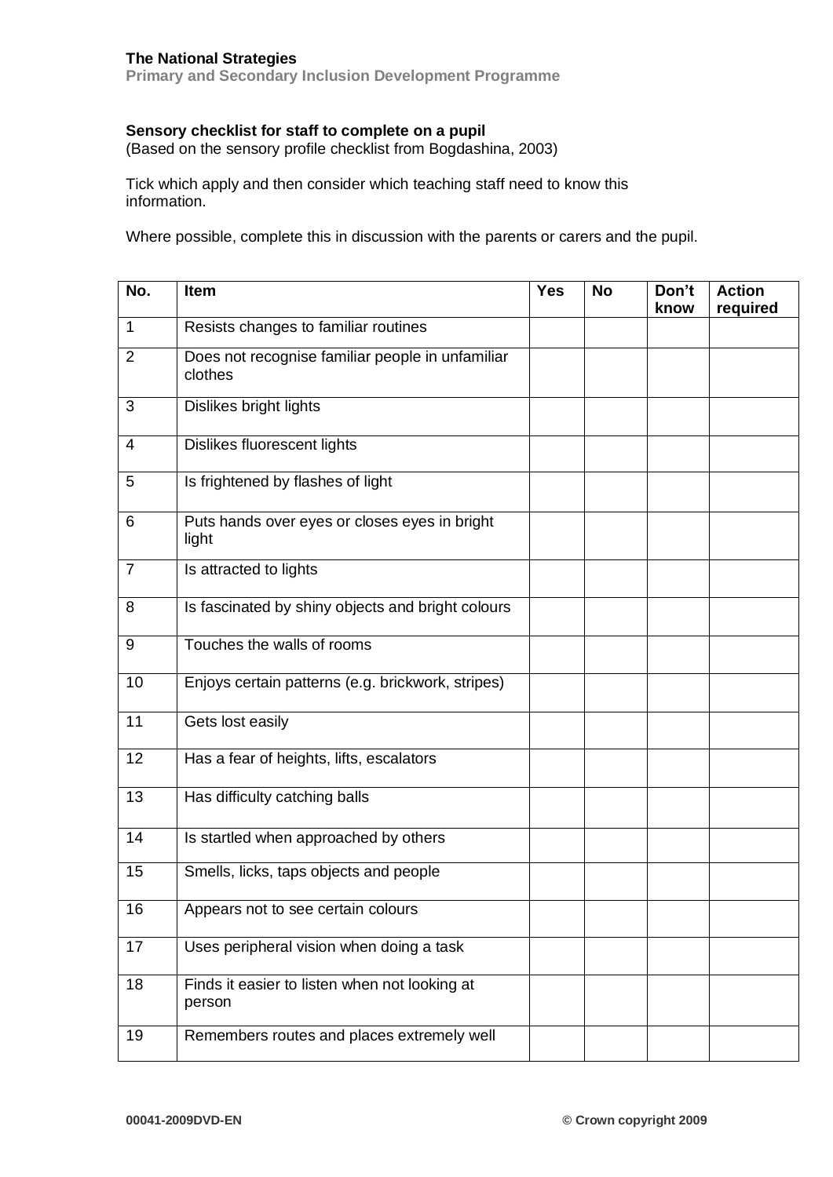**The National Strategies**
**Primary and Secondary Inclusion Development Programme**

**Sensory checklist for staff to complete on a pupil**
(Based on the sensory profile checklist from Bogdashina, 2003)

Tick which apply and then consider which teaching staff need to know this information.

Where possible, complete this in discussion with the parents or carers and the pupil.

| No. | Item | Yes | No | Don't know | Action required |
|---|---|---|---|---|---|
| 1 | Resists changes to familiar routines | | | | |
| 2 | Does not recognise familiar people in unfamiliar clothes | | | | |
| 3 | Dislikes bright lights | | | | |
| 4 | Dislikes fluorescent lights | | | | |
| 5 | Is frightened by flashes of light | | | | |
| 6 | Puts hands over eyes or closes eyes in bright light | | | | |
| 7 | Is attracted to lights | | | | |
| 8 | Is fascinated by shiny objects and bright colours | | | | |
| 9 | Touches the walls of rooms | | | | |
| 10 | Enjoys certain patterns (e.g. brickwork, stripes) | | | | |
| 11 | Gets lost easily | | | | |
| 12 | Has a fear of heights, lifts, escalators | | | | |
| 13 | Has difficulty catching balls | | | | |
| 14 | Is startled when approached by others | | | | |
| 15 | Smells, licks, taps objects and people | | | | |
| 16 | Appears not to see certain colours | | | | |
| 17 | Uses peripheral vision when doing a task | | | | |
| 18 | Finds it easier to listen when not looking at person | | | | |
| 19 | Remembers routes and places extremely well | | | | |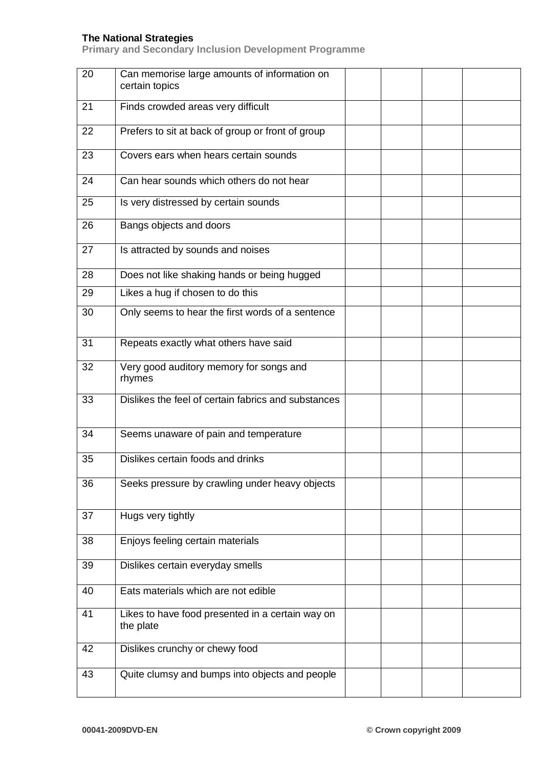| | | | | | |
|---|---|---|---|---|---|
| 20 | Can memorise large amounts of information on certain topics | | | | |
| 21 | Finds crowded areas very difficult | | | | |
| 22 | Prefers to sit at back of group or front of group | | | | |
| 23 | Covers ears when hears certain sounds | | | | |
| 24 | Can hear sounds which others do not hear | | | | |
| 25 | Is very distressed by certain sounds | | | | |
| 26 | Bangs objects and doors | | | | |
| 27 | Is attracted by sounds and noises | | | | |
| 28 | Does not like shaking hands or being hugged | | | | |
| 29 | Likes a hug if chosen to do this | | | | |
| 30 | Only seems to hear the first words of a sentence | | | | |
| 31 | Repeats exactly what others have said | | | | |
| 32 | Very good auditory memory for songs and rhymes | | | | |
| 33 | Dislikes the feel of certain fabrics and substances | | | | |
| 34 | Seems unaware of pain and temperature | | | | |
| 35 | Dislikes certain foods and drinks | | | | |
| 36 | Seeks pressure by crawling under heavy objects | | | | |
| 37 | Hugs very tightly | | | | |
| 38 | Enjoys feeling certain materials | | | | |
| 39 | Dislikes certain everyday smells | | | | |
| 40 | Eats materials which are not edible | | | | |
| 41 | Likes to have food presented in a certain way on the plate | | | | |
| 42 | Dislikes crunchy or chewy food | | | | |
| 43 | Quite clumsy and bumps into objects and people | | | | |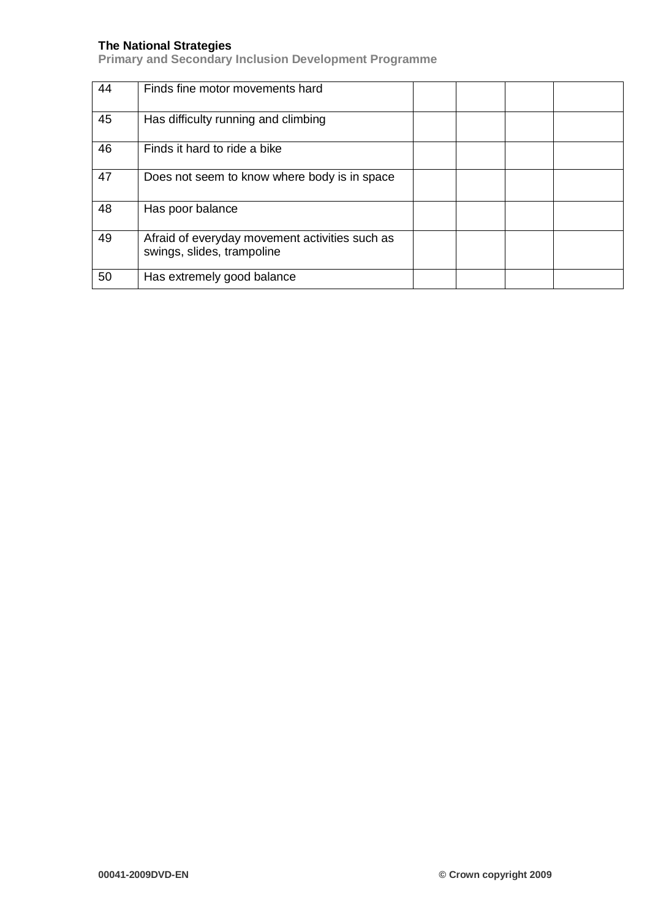| | | | | | |
|---|---|---|---|---|---|
| 44 | Finds fine motor movements hard | | | | |
| 45 | Has difficulty running and climbing | | | | |
| 46 | Finds it hard to ride a bike | | | | |
| 47 | Does not seem to know where body is in space | | | | |
| 48 | Has poor balance | | | | |
| 49 | Afraid of everyday movement activities such as swings, slides, trampoline | | | | |
| 50 | Has extremely good balance | | | | |